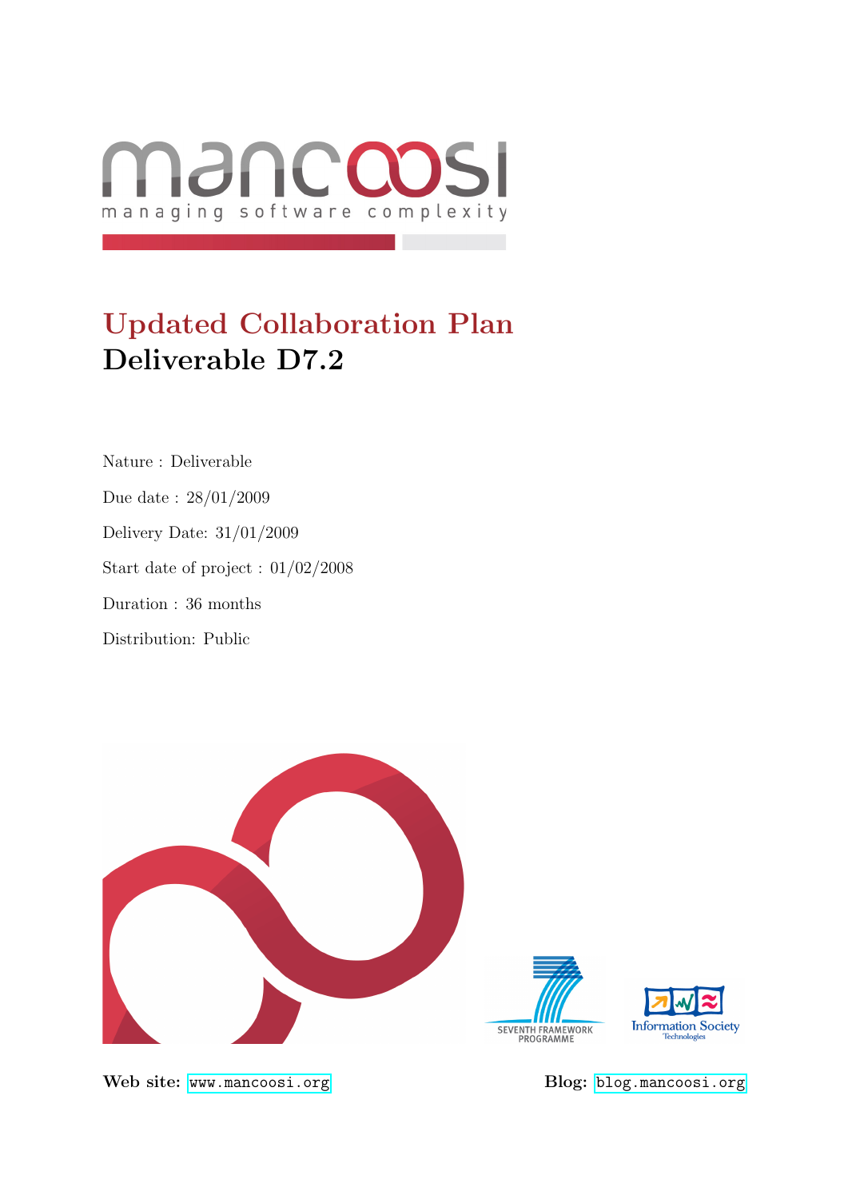mancoosi
managing software complexity

# Updated Collaboration Plan
## Deliverable D7.2

Nature : Deliverable

Due date : 28/01/2009

Delivery Date: 31/01/2009

Start date of project : 01/02/2008

Duration : 36 months

Distribution: Public

SEVENTH FRAMEWORK PROGRAMME

Information Society Technologies

**Web site:** www.mancoosi.org

**Blog:** blog.mancoosi.org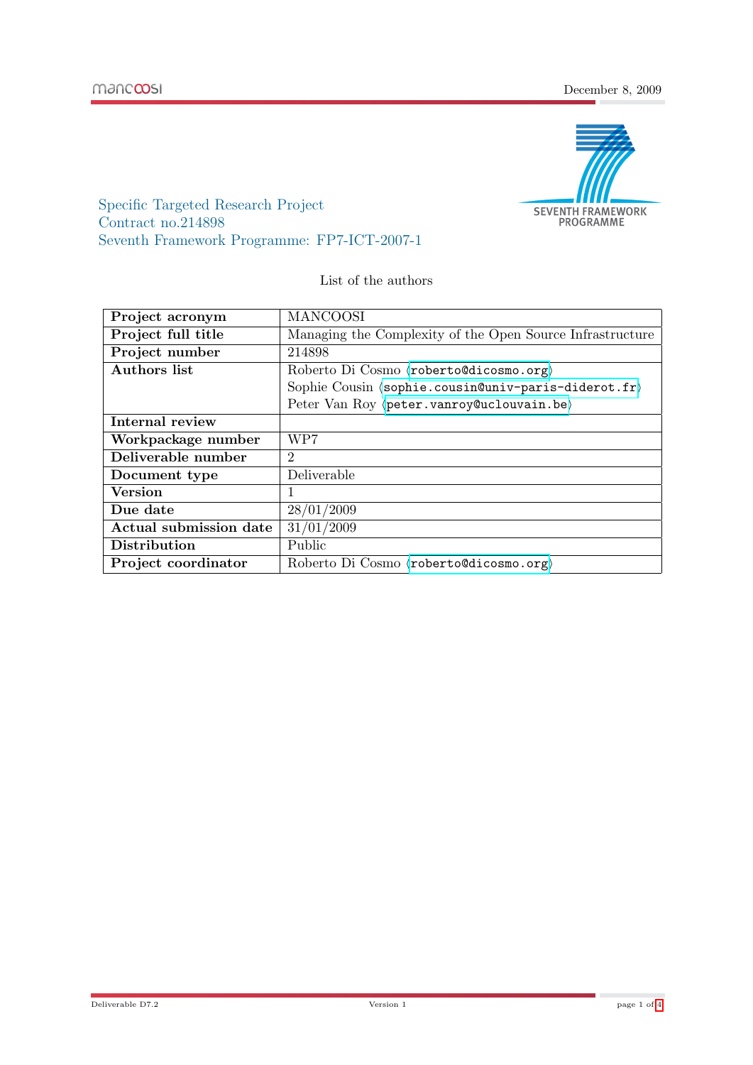Specific Targeted Research Project
Contract no.214898
Seventh Framework Programme: FP7-ICT-2007-1

List of the authors

| | |
|---|---|
| **Project acronym** | MANCOOSI |
| **Project full title** | Managing the Complexity of the Open Source Infrastructure |
| **Project number** | 214898 |
| **Authors list** | Roberto Di Cosmo ⟨roberto@dicosmo.org⟩<br>Sophie Cousin ⟨sophie.cousin@univ-paris-diderot.fr⟩<br>Peter Van Roy ⟨peter.vanroy@uclouvain.be⟩ |
| **Internal review** | |
| **Workpackage number** | WP7 |
| **Deliverable number** | 2 |
| **Document type** | Deliverable |
| **Version** | 1 |
| **Due date** | 28/01/2009 |
| **Actual submission date** | 31/01/2009 |
| **Distribution** | Public |
| **Project coordinator** | Roberto Di Cosmo ⟨roberto@dicosmo.org⟩ |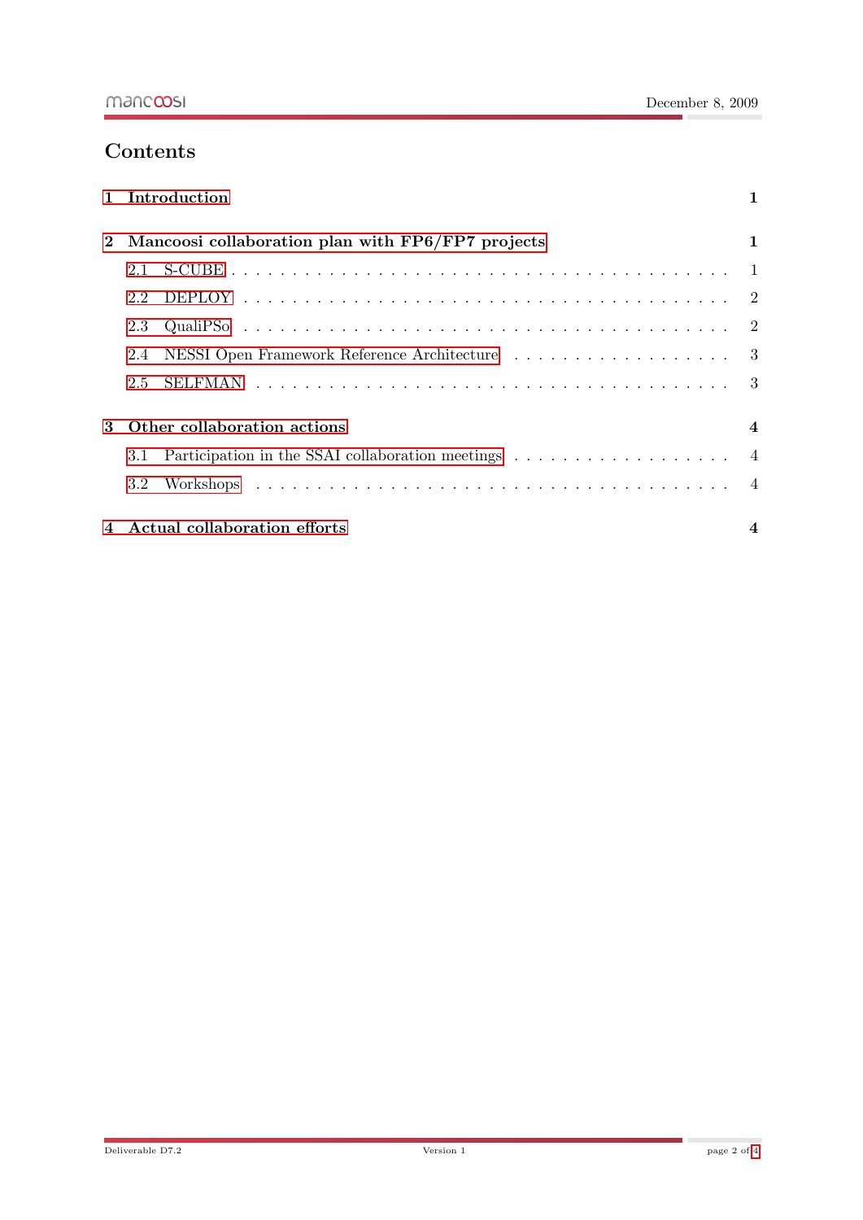# Contents

1 Introduction 1

2 Mancoosi collaboration plan with FP6/FP7 projects 1

- 2.1 S-CUBE . . . . . . . . . . . . . . . . . . . . . . . . . . . . . . . . . . . . . . . 1
- 2.2 DEPLOY . . . . . . . . . . . . . . . . . . . . . . . . . . . . . . . . . . . . . . 2
- 2.3 QualiPSo . . . . . . . . . . . . . . . . . . . . . . . . . . . . . . . . . . . . . . 2
- 2.4 NESSI Open Framework Reference Architecture . . . . . . . . . . . . . . . . . . 3
- 2.5 SELFMAN . . . . . . . . . . . . . . . . . . . . . . . . . . . . . . . . . . . . . 3

3 Other collaboration actions 4

- 3.1 Participation in the SSAI collaboration meetings . . . . . . . . . . . . . . . . . 4
- 3.2 Workshops . . . . . . . . . . . . . . . . . . . . . . . . . . . . . . . . . . . . . 4

4 Actual collaboration efforts 4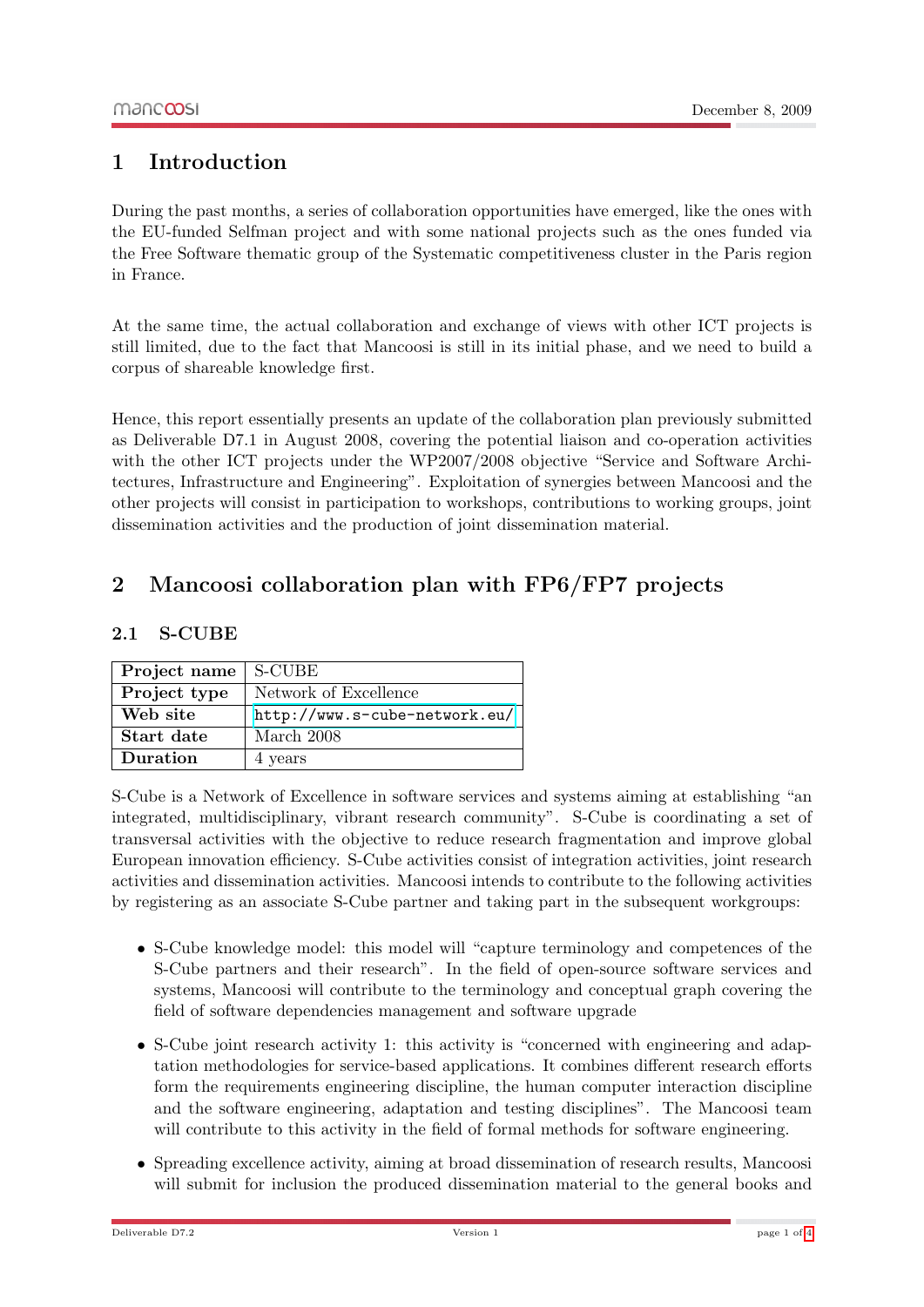# 1 Introduction

During the past months, a series of collaboration opportunities have emerged, like the ones with the EU-funded Selfman project and with some national projects such as the ones funded via the Free Software thematic group of the Systematic competitiveness cluster in the Paris region in France.

At the same time, the actual collaboration and exchange of views with other ICT projects is still limited, due to the fact that Mancoosi is still in its initial phase, and we need to build a corpus of shareable knowledge first.

Hence, this report essentially presents an update of the collaboration plan previously submitted as Deliverable D7.1 in August 2008, covering the potential liaison and co-operation activities with the other ICT projects under the WP2007/2008 objective "Service and Software Architectures, Infrastructure and Engineering". Exploitation of synergies between Mancoosi and the other projects will consist in participation to workshops, contributions to working groups, joint dissemination activities and the production of joint dissemination material.

# 2 Mancoosi collaboration plan with FP6/FP7 projects

## 2.1 S-CUBE

| | |
|---|---|
| **Project name** | S-CUBE |
| **Project type** | Network of Excellence |
| **Web site** | `http://www.s-cube-network.eu/` |
| **Start date** | March 2008 |
| **Duration** | 4 years |

S-Cube is a Network of Excellence in software services and systems aiming at establishing "an integrated, multidisciplinary, vibrant research community". S-Cube is coordinating a set of transversal activities with the objective to reduce research fragmentation and improve global European innovation efficiency. S-Cube activities consist of integration activities, joint research activities and dissemination activities. Mancoosi intends to contribute to the following activities by registering as an associate S-Cube partner and taking part in the subsequent workgroups:

- S-Cube knowledge model: this model will "capture terminology and competences of the S-Cube partners and their research". In the field of open-source software services and systems, Mancoosi will contribute to the terminology and conceptual graph covering the field of software dependencies management and software upgrade
- S-Cube joint research activity 1: this activity is "concerned with engineering and adaptation methodologies for service-based applications. It combines different research efforts form the requirements engineering discipline, the human computer interaction discipline and the software engineering, adaptation and testing disciplines". The Mancoosi team will contribute to this activity in the field of formal methods for software engineering.
- Spreading excellence activity, aiming at broad dissemination of research results, Mancoosi will submit for inclusion the produced dissemination material to the general books and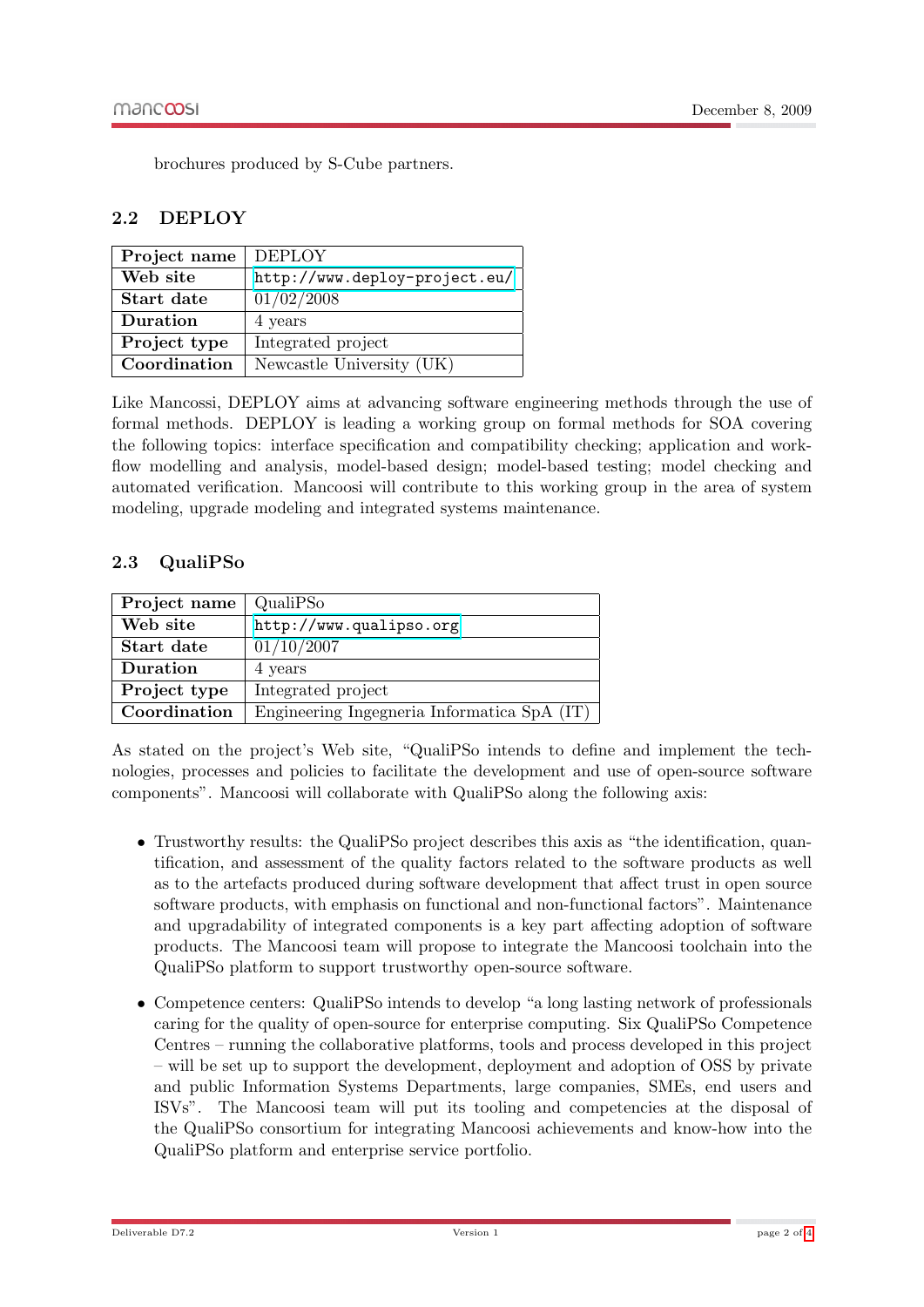brochures produced by S-Cube partners.

## 2.2 DEPLOY

| | |
|---|---|
| **Project name** | DEPLOY |
| **Web site** | http://www.deploy-project.eu/ |
| **Start date** | 01/02/2008 |
| **Duration** | 4 years |
| **Project type** | Integrated project |
| **Coordination** | Newcastle University (UK) |

Like Mancossi, DEPLOY aims at advancing software engineering methods through the use of formal methods. DEPLOY is leading a working group on formal methods for SOA covering the following topics: interface specification and compatibility checking; application and workflow modelling and analysis, model-based design; model-based testing; model checking and automated verification. Mancoosi will contribute to this working group in the area of system modeling, upgrade modeling and integrated systems maintenance.

## 2.3 QualiPSo

| | |
|---|---|
| **Project name** | QualiPSo |
| **Web site** | http://www.qualipso.org |
| **Start date** | 01/10/2007 |
| **Duration** | 4 years |
| **Project type** | Integrated project |
| **Coordination** | Engineering Ingegneria Informatica SpA (IT) |

As stated on the project's Web site, "QualiPSo intends to define and implement the technologies, processes and policies to facilitate the development and use of open-source software components". Mancoosi will collaborate with QualiPSo along the following axis:

- Trustworthy results: the QualiPSo project describes this axis as "the identification, quantification, and assessment of the quality factors related to the software products as well as to the artefacts produced during software development that affect trust in open source software products, with emphasis on functional and non-functional factors". Maintenance and upgradability of integrated components is a key part affecting adoption of software products. The Mancoosi team will propose to integrate the Mancoosi toolchain into the QualiPSo platform to support trustworthy open-source software.

- Competence centers: QualiPSo intends to develop "a long lasting network of professionals caring for the quality of open-source for enterprise computing. Six QualiPSo Competence Centres – running the collaborative platforms, tools and process developed in this project – will be set up to support the development, deployment and adoption of OSS by private and public Information Systems Departments, large companies, SMEs, end users and ISVs". The Mancoosi team will put its tooling and competencies at the disposal of the QualiPSo consortium for integrating Mancoosi achievements and know-how into the QualiPSo platform and enterprise service portfolio.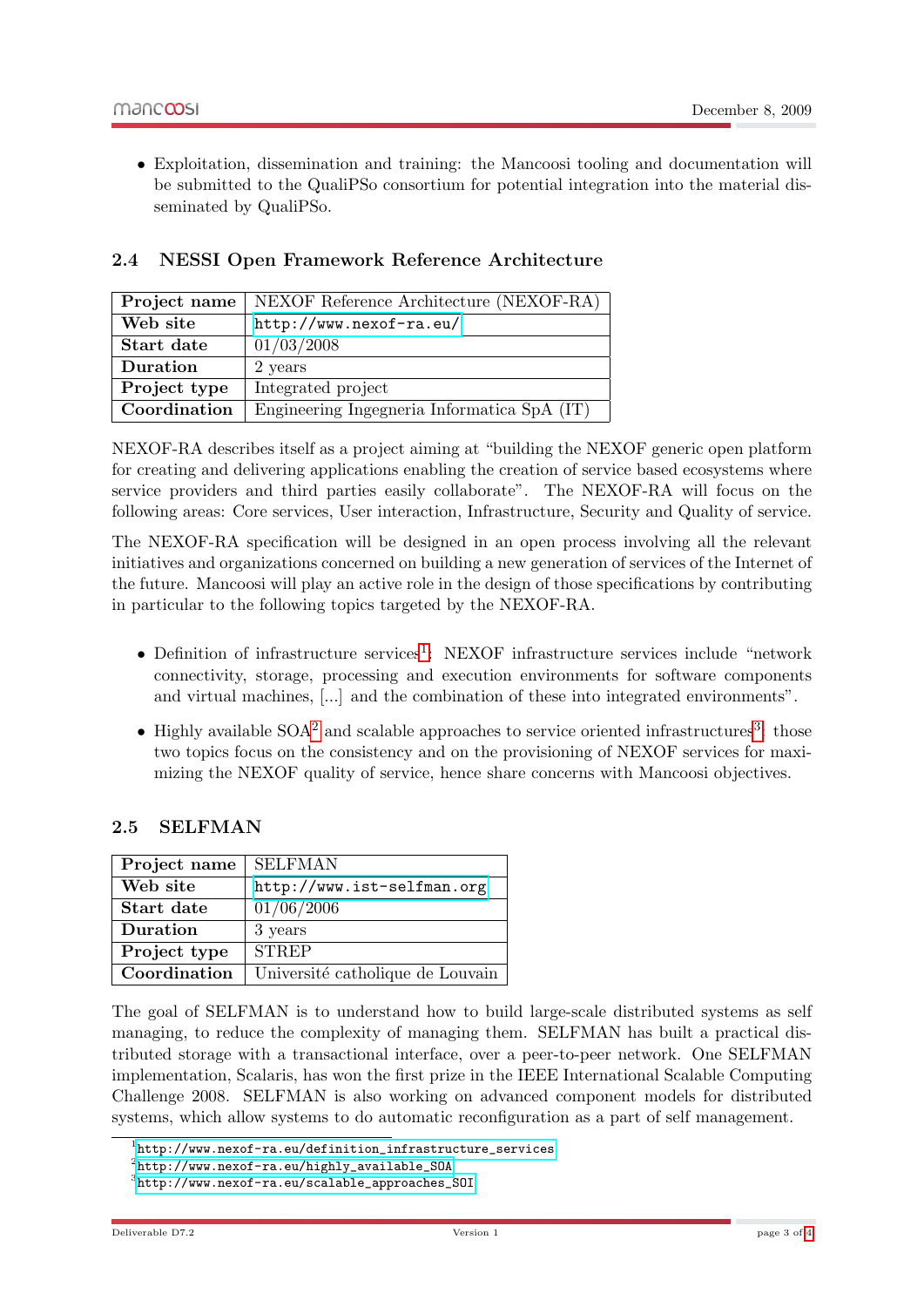- Exploitation, dissemination and training: the Mancoosi tooling and documentation will be submitted to the QualiPSo consortium for potential integration into the material disseminated by QualiPSo.

### 2.4 NESSI Open Framework Reference Architecture

| | |
|---|---|
| **Project name** | NEXOF Reference Architecture (NEXOF-RA) |
| **Web site** | http://www.nexof-ra.eu/ |
| **Start date** | 01/03/2008 |
| **Duration** | 2 years |
| **Project type** | Integrated project |
| **Coordination** | Engineering Ingegneria Informatica SpA (IT) |

NEXOF-RA describes itself as a project aiming at "building the NEXOF generic open platform for creating and delivering applications enabling the creation of service based ecosystems where service providers and third parties easily collaborate". The NEXOF-RA will focus on the following areas: Core services, User interaction, Infrastructure, Security and Quality of service.

The NEXOF-RA specification will be designed in an open process involving all the relevant initiatives and organizations concerned on building a new generation of services of the Internet of the future. Mancoosi will play an active role in the design of those specifications by contributing in particular to the following topics targeted by the NEXOF-RA.

- Definition of infrastructure services[1]: NEXOF infrastructure services include "network connectivity, storage, processing and execution environments for software components and virtual machines, [...] and the combination of these into integrated environments".
- Highly available SOA[2] and scalable approaches to service oriented infrastructures[3]: those two topics focus on the consistency and on the provisioning of NEXOF services for maximizing the NEXOF quality of service, hence share concerns with Mancoosi objectives.

### 2.5 SELFMAN

| | |
|---|---|
| **Project name** | SELFMAN |
| **Web site** | http://www.ist-selfman.org |
| **Start date** | 01/06/2006 |
| **Duration** | 3 years |
| **Project type** | STREP |
| **Coordination** | Université catholique de Louvain |

The goal of SELFMAN is to understand how to build large-scale distributed systems as self managing, to reduce the complexity of managing them. SELFMAN has built a practical distributed storage with a transactional interface, over a peer-to-peer network. One SELFMAN implementation, Scalaris, has won the first prize in the IEEE International Scalable Computing Challenge 2008. SELFMAN is also working on advanced component models for distributed systems, which allow systems to do automatic reconfiguration as a part of self management.

[1] http://www.nexof-ra.eu/definition_infrastructure_services

[2] http://www.nexof-ra.eu/highly_available_SOA

[3] http://www.nexof-ra.eu/scalable_approaches_SOI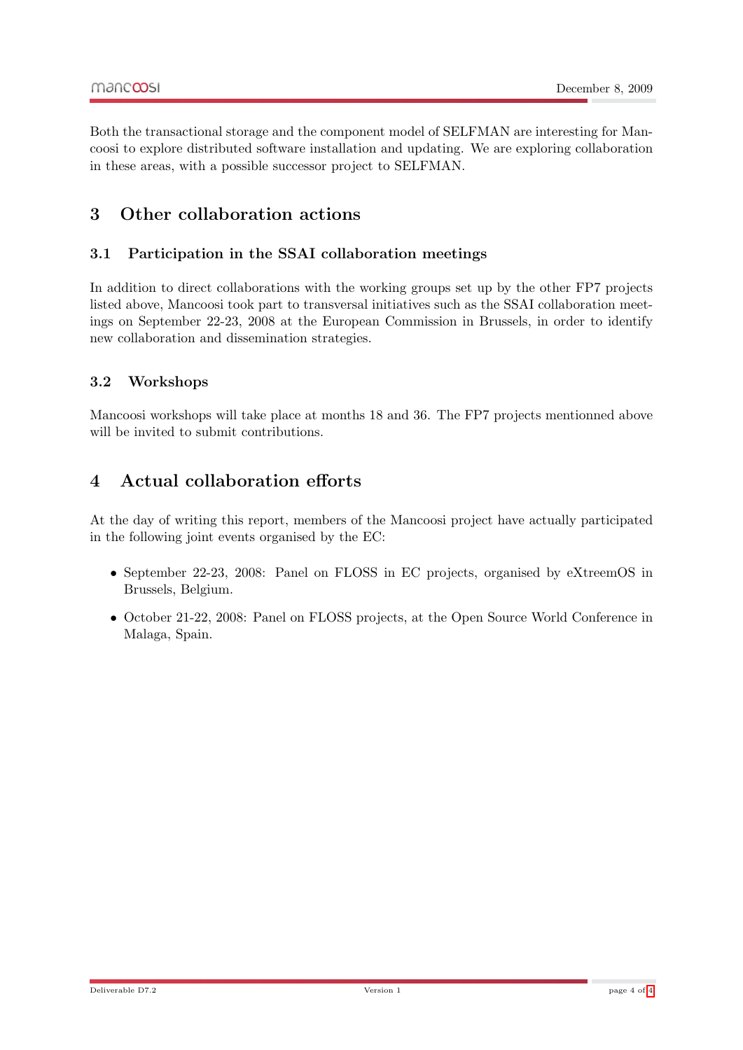Both the transactional storage and the component model of SELFMAN are interesting for Mancoosi to explore distributed software installation and updating. We are exploring collaboration in these areas, with a possible successor project to SELFMAN.

# 3 Other collaboration actions

## 3.1 Participation in the SSAI collaboration meetings

In addition to direct collaborations with the working groups set up by the other FP7 projects listed above, Mancoosi took part to transversal initiatives such as the SSAI collaboration meetings on September 22-23, 2008 at the European Commission in Brussels, in order to identify new collaboration and dissemination strategies.

## 3.2 Workshops

Mancoosi workshops will take place at months 18 and 36. The FP7 projects mentionned above will be invited to submit contributions.

# 4 Actual collaboration efforts

At the day of writing this report, members of the Mancoosi project have actually participated in the following joint events organised by the EC:

- September 22-23, 2008: Panel on FLOSS in EC projects, organised by eXtreemOS in Brussels, Belgium.
- October 21-22, 2008: Panel on FLOSS projects, at the Open Source World Conference in Malaga, Spain.